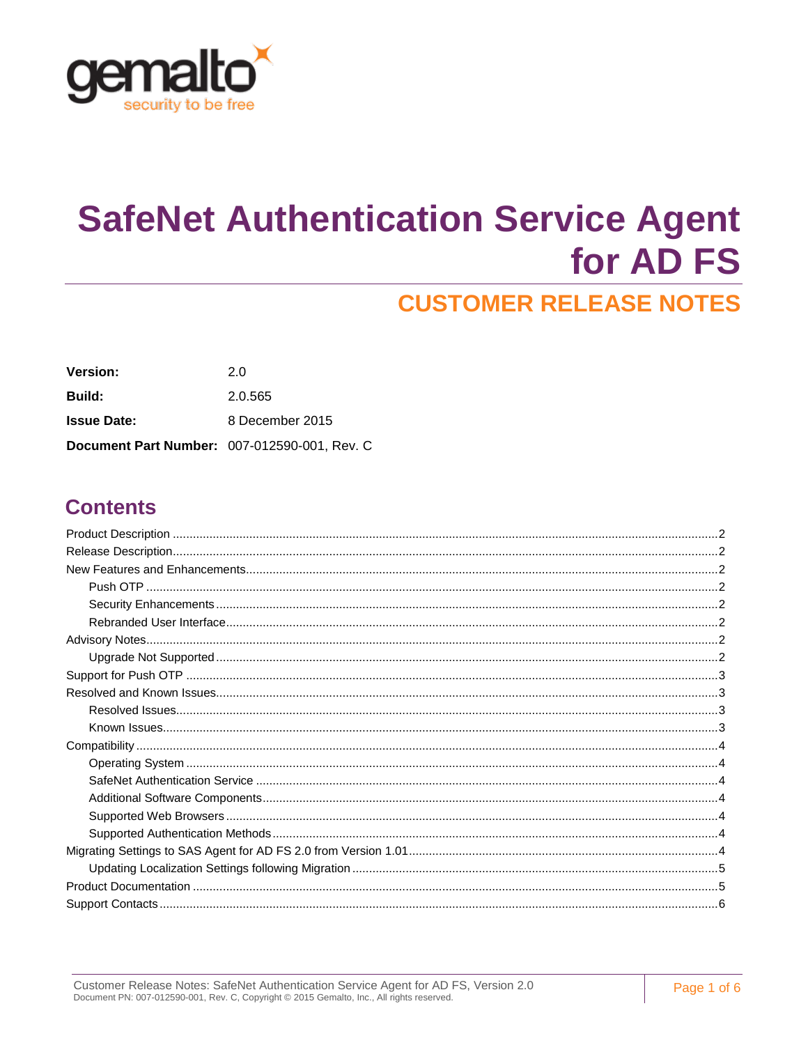gemalto
security to be free

# SafeNet Authentication Service Agent for AD FS

## CUSTOMER RELEASE NOTES

| | |
|---|---|
| **Version:** | 2.0 |
| **Build:** | 2.0.565 |
| **Issue Date:** | 8 December 2015 |
| **Document Part Number:** | 007-012590-001, Rev. C |

## Contents

- Product Description ........ 2
- Release Description ........ 2
- New Features and Enhancements ........ 2
  - Push OTP ........ 2
  - Security Enhancements ........ 2
  - Rebranded User Interface ........ 2
- Advisory Notes ........ 2
  - Upgrade Not Supported ........ 2
- Support for Push OTP ........ 3
- Resolved and Known Issues ........ 3
  - Resolved Issues ........ 3
  - Known Issues ........ 3
- Compatibility ........ 4
  - Operating System ........ 4
  - SafeNet Authentication Service ........ 4
  - Additional Software Components ........ 4
  - Supported Web Browsers ........ 4
  - Supported Authentication Methods ........ 4
- Migrating Settings to SAS Agent for AD FS 2.0 from Version 1.01 ........ 4
  - Updating Localization Settings following Migration ........ 5
- Product Documentation ........ 5
- Support Contacts ........ 6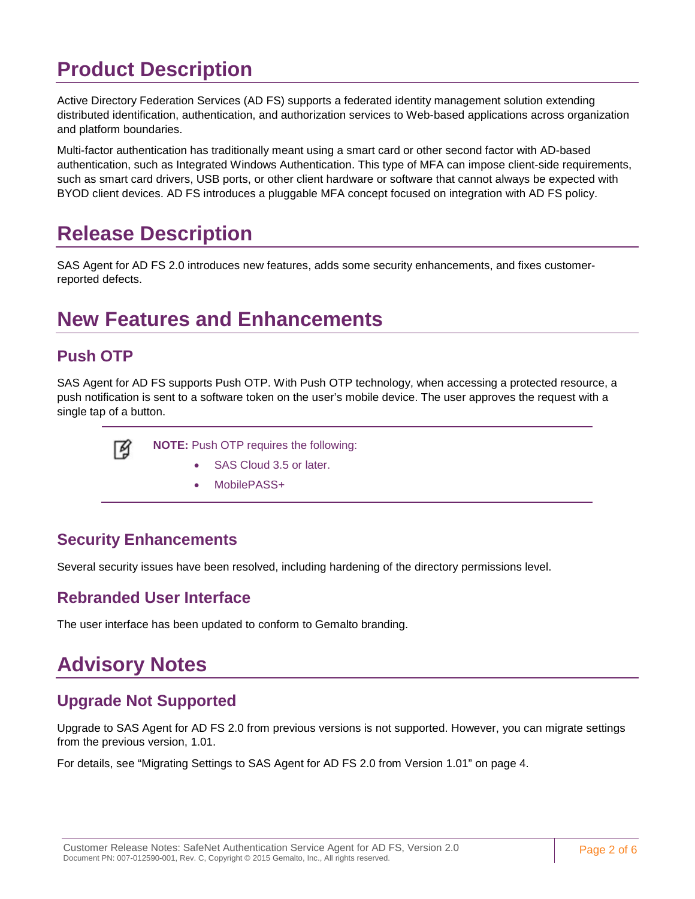# Product Description

Active Directory Federation Services (AD FS) supports a federated identity management solution extending distributed identification, authentication, and authorization services to Web-based applications across organization and platform boundaries.

Multi-factor authentication has traditionally meant using a smart card or other second factor with AD-based authentication, such as Integrated Windows Authentication. This type of MFA can impose client-side requirements, such as smart card drivers, USB ports, or other client hardware or software that cannot always be expected with BYOD client devices. AD FS introduces a pluggable MFA concept focused on integration with AD FS policy.

# Release Description

SAS Agent for AD FS 2.0 introduces new features, adds some security enhancements, and fixes customer-reported defects.

# New Features and Enhancements

## Push OTP

SAS Agent for AD FS supports Push OTP. With Push OTP technology, when accessing a protected resource, a push notification is sent to a software token on the user's mobile device. The user approves the request with a single tap of a button.

> **NOTE:** Push OTP requires the following:
>
> - SAS Cloud 3.5 or later.
> - MobilePASS+

## Security Enhancements

Several security issues have been resolved, including hardening of the directory permissions level.

## Rebranded User Interface

The user interface has been updated to conform to Gemalto branding.

# Advisory Notes

## Upgrade Not Supported

Upgrade to SAS Agent for AD FS 2.0 from previous versions is not supported. However, you can migrate settings from the previous version, 1.01.

For details, see "Migrating Settings to SAS Agent for AD FS 2.0 from Version 1.01" on page 4.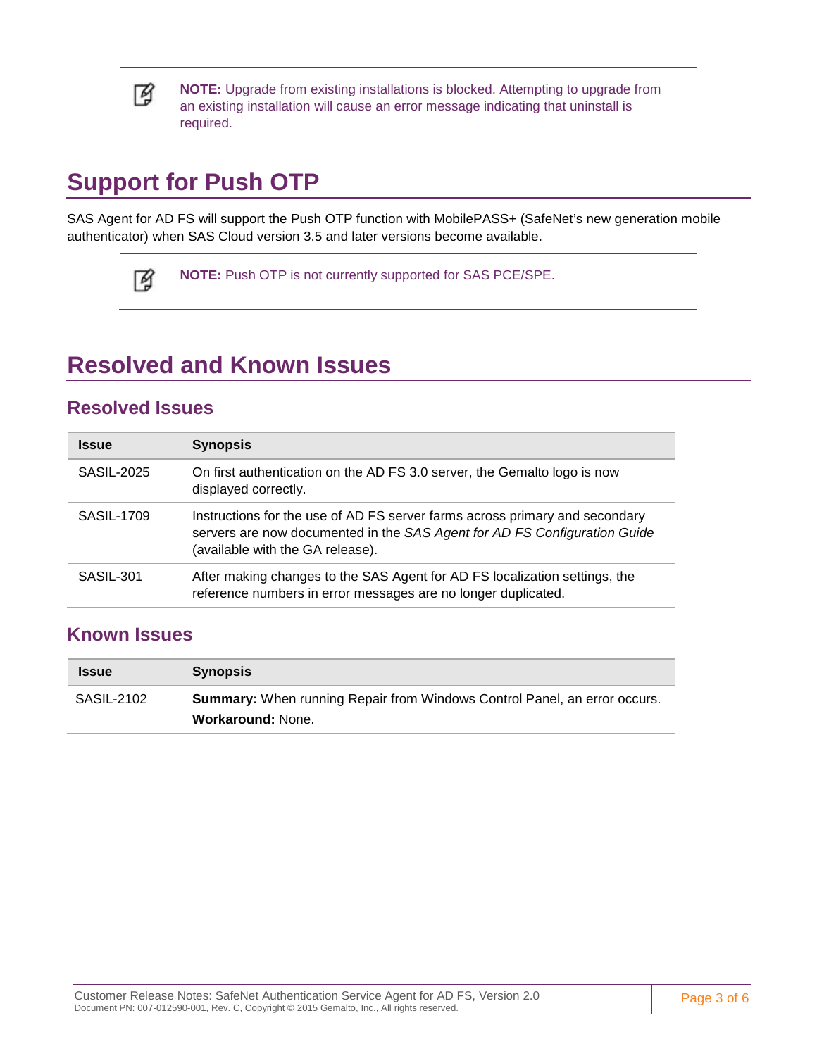> **NOTE:** Upgrade from existing installations is blocked. Attempting to upgrade from an existing installation will cause an error message indicating that uninstall is required.

# Support for Push OTP

SAS Agent for AD FS will support the Push OTP function with MobilePASS+ (SafeNet's new generation mobile authenticator) when SAS Cloud version 3.5 and later versions become available.

> **NOTE:** Push OTP is not currently supported for SAS PCE/SPE.

# Resolved and Known Issues

## Resolved Issues

| Issue | Synopsis |
|---|---|
| SASIL-2025 | On first authentication on the AD FS 3.0 server, the Gemalto logo is now displayed correctly. |
| SASIL-1709 | Instructions for the use of AD FS server farms across primary and secondary servers are now documented in the *SAS Agent for AD FS Configuration Guide* (available with the GA release). |
| SASIL-301 | After making changes to the SAS Agent for AD FS localization settings, the reference numbers in error messages are no longer duplicated. |

## Known Issues

| Issue | Synopsis |
|---|---|
| SASIL-2102 | **Summary:** When running Repair from Windows Control Panel, an error occurs.<br>**Workaround:** None. |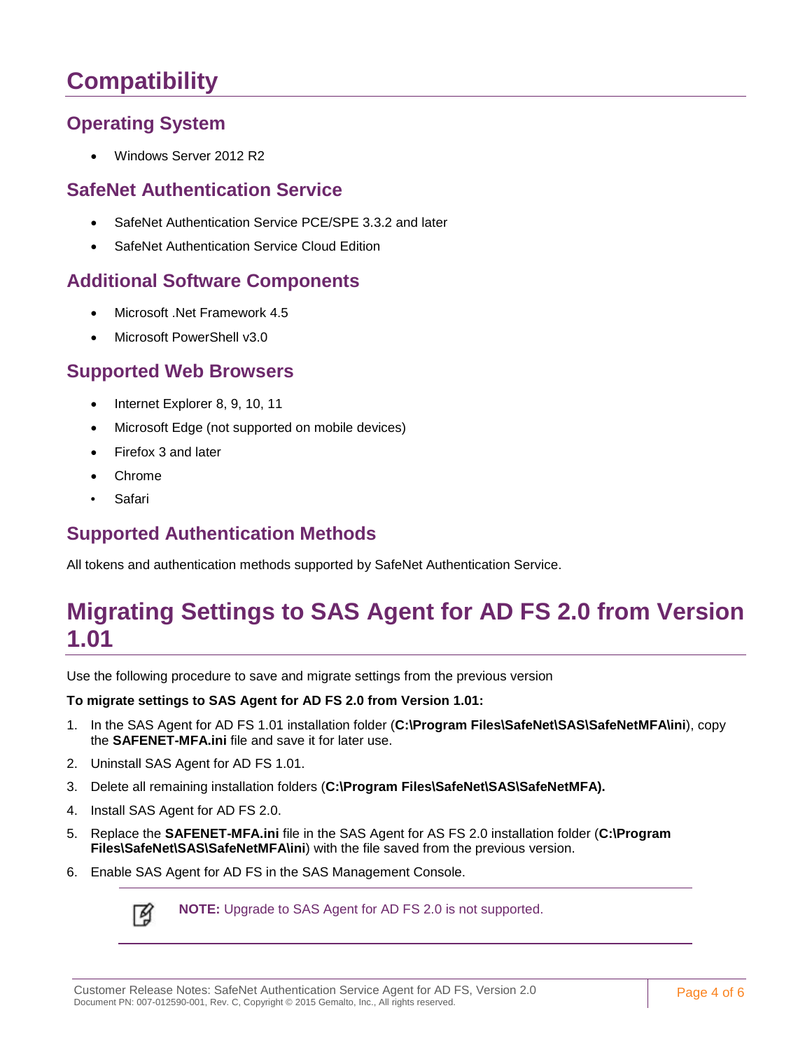# Compatibility

## Operating System

- Windows Server 2012 R2

## SafeNet Authentication Service

- SafeNet Authentication Service PCE/SPE 3.3.2 and later
- SafeNet Authentication Service Cloud Edition

## Additional Software Components

- Microsoft .Net Framework 4.5
- Microsoft PowerShell v3.0

## Supported Web Browsers

- Internet Explorer 8, 9, 10, 11
- Microsoft Edge (not supported on mobile devices)
- Firefox 3 and later
- Chrome
- Safari

## Supported Authentication Methods

All tokens and authentication methods supported by SafeNet Authentication Service.

# Migrating Settings to SAS Agent for AD FS 2.0 from Version 1.01

Use the following procedure to save and migrate settings from the previous version

**To migrate settings to SAS Agent for AD FS 2.0 from Version 1.01:**

1. In the SAS Agent for AD FS 1.01 installation folder (**C:\Program Files\SafeNet\SAS\SafeNetMFA\ini**), copy the **SAFENET-MFA.ini** file and save it for later use.
2. Uninstall SAS Agent for AD FS 1.01.
3. Delete all remaining installation folders (**C:\Program Files\SafeNet\SAS\SafeNetMFA).**
4. Install SAS Agent for AD FS 2.0.
5. Replace the **SAFENET-MFA.ini** file in the SAS Agent for AS FS 2.0 installation folder (**C:\Program Files\SafeNet\SAS\SafeNetMFA\ini**) with the file saved from the previous version.
6. Enable SAS Agent for AD FS in the SAS Management Console.

**NOTE:** Upgrade to SAS Agent for AD FS 2.0 is not supported.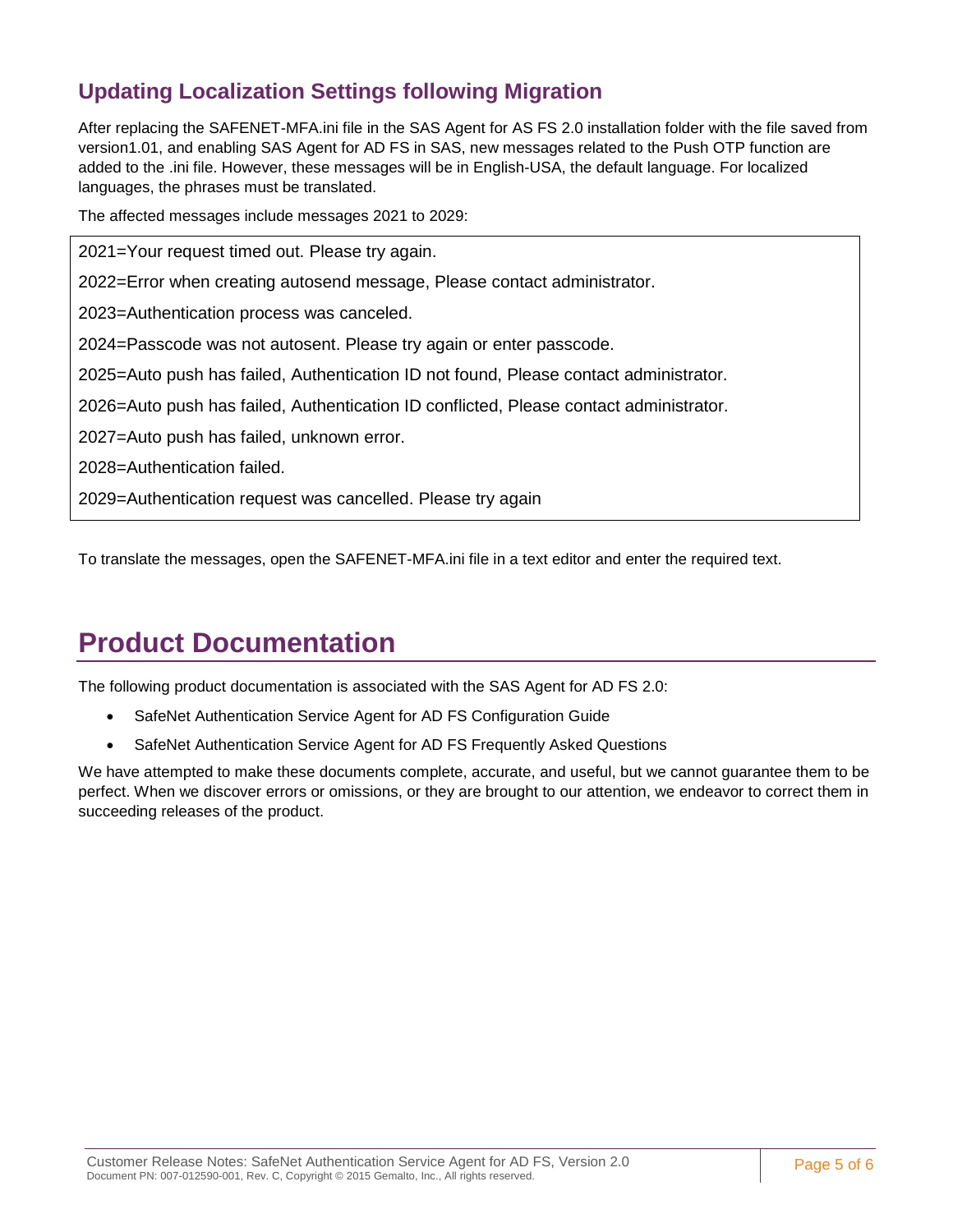## Updating Localization Settings following Migration

After replacing the SAFENET-MFA.ini file in the SAS Agent for AS FS 2.0 installation folder with the file saved from version1.01, and enabling SAS Agent for AD FS in SAS, new messages related to the Push OTP function are added to the .ini file. However, these messages will be in English-USA, the default language. For localized languages, the phrases must be translated.

The affected messages include messages 2021 to 2029:

```
2021=Your request timed out. Please try again.
2022=Error when creating autosend message, Please contact administrator.
2023=Authentication process was canceled.
2024=Passcode was not autosent. Please try again or enter passcode.
2025=Auto push has failed, Authentication ID not found, Please contact administrator.
2026=Auto push has failed, Authentication ID conflicted, Please contact administrator.
2027=Auto push has failed, unknown error.
2028=Authentication failed.
2029=Authentication request was cancelled. Please try again
```

To translate the messages, open the SAFENET-MFA.ini file in a text editor and enter the required text.

# Product Documentation

The following product documentation is associated with the SAS Agent for AD FS 2.0:

- SafeNet Authentication Service Agent for AD FS Configuration Guide
- SafeNet Authentication Service Agent for AD FS Frequently Asked Questions

We have attempted to make these documents complete, accurate, and useful, but we cannot guarantee them to be perfect. When we discover errors or omissions, or they are brought to our attention, we endeavor to correct them in succeeding releases of the product.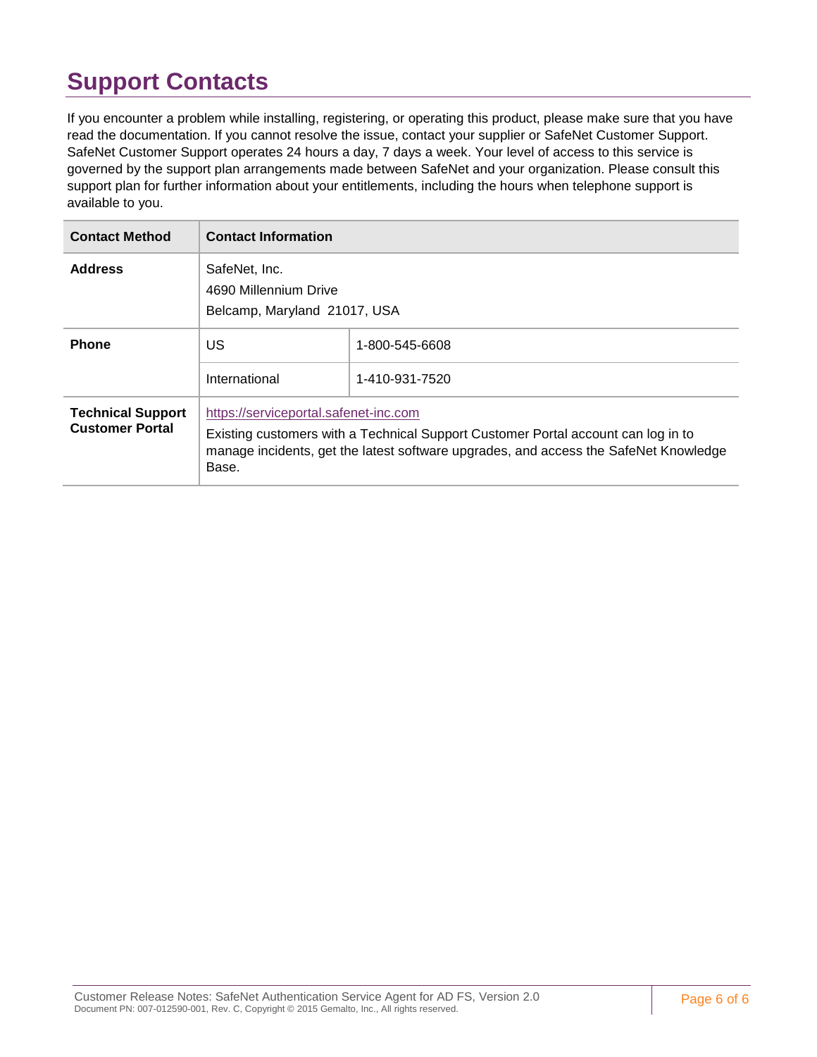# Support Contacts

If you encounter a problem while installing, registering, or operating this product, please make sure that you have read the documentation. If you cannot resolve the issue, contact your supplier or SafeNet Customer Support. SafeNet Customer Support operates 24 hours a day, 7 days a week. Your level of access to this service is governed by the support plan arrangements made between SafeNet and your organization. Please consult this support plan for further information about your entitlements, including the hours when telephone support is available to you.

| Contact Method | Contact Information | |
|---|---|---|
| **Address** | SafeNet, Inc.<br>4690 Millennium Drive<br>Belcamp, Maryland 21017, USA | |
| **Phone** | US | 1-800-545-6608 |
| | International | 1-410-931-7520 |
| **Technical Support Customer Portal** | https://serviceportal.safenet-inc.com<br>Existing customers with a Technical Support Customer Portal account can log in to manage incidents, get the latest software upgrades, and access the SafeNet Knowledge Base. | |